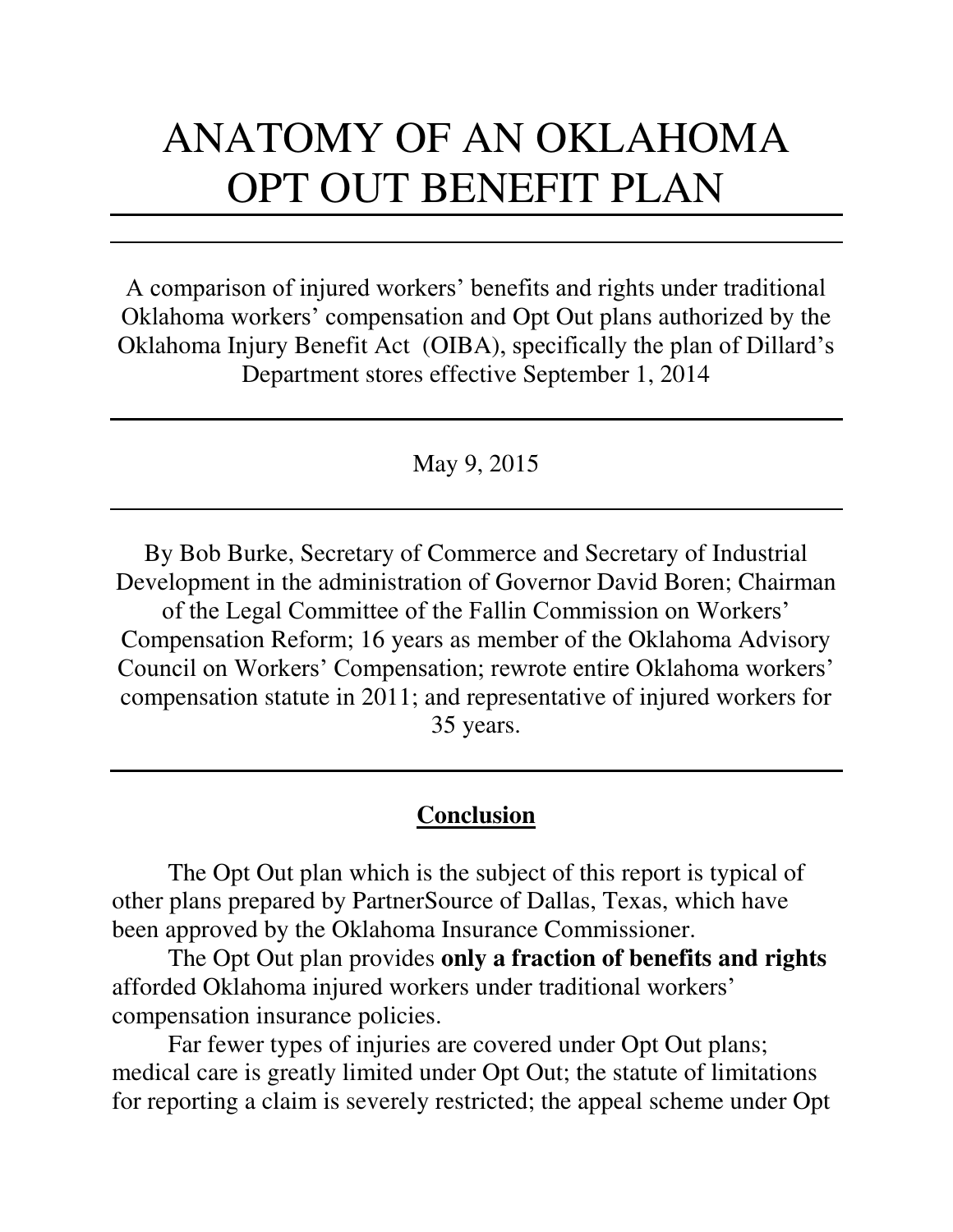# ANATOMY OF AN OKLAHOMA OPT OUT BENEFIT PLAN

---

A comparison of injured workers' benefits and rights under traditional Oklahoma workers' compensation and Opt Out plans authorized by the Oklahoma Injury Benefit Act (OIBA), specifically the plan of Dillard's Department stores effective September 1, 2014

---

May 9, 2015

---

By Bob Burke, Secretary of Commerce and Secretary of Industrial Development in the administration of Governor David Boren; Chairman of the Legal Committee of the Fallin Commission on Workers' Compensation Reform; 16 years as member of the Oklahoma Advisory Council on Workers' Compensation; rewrote entire Oklahoma workers' compensation statute in 2011; and representative of injured workers for 35 years.

---

## Conclusion

The Opt Out plan which is the subject of this report is typical of other plans prepared by PartnerSource of Dallas, Texas, which have been approved by the Oklahoma Insurance Commissioner.

The Opt Out plan provides **only a fraction of benefits and rights** afforded Oklahoma injured workers under traditional workers' compensation insurance policies.

Far fewer types of injuries are covered under Opt Out plans; medical care is greatly limited under Opt Out; the statute of limitations for reporting a claim is severely restricted; the appeal scheme under Opt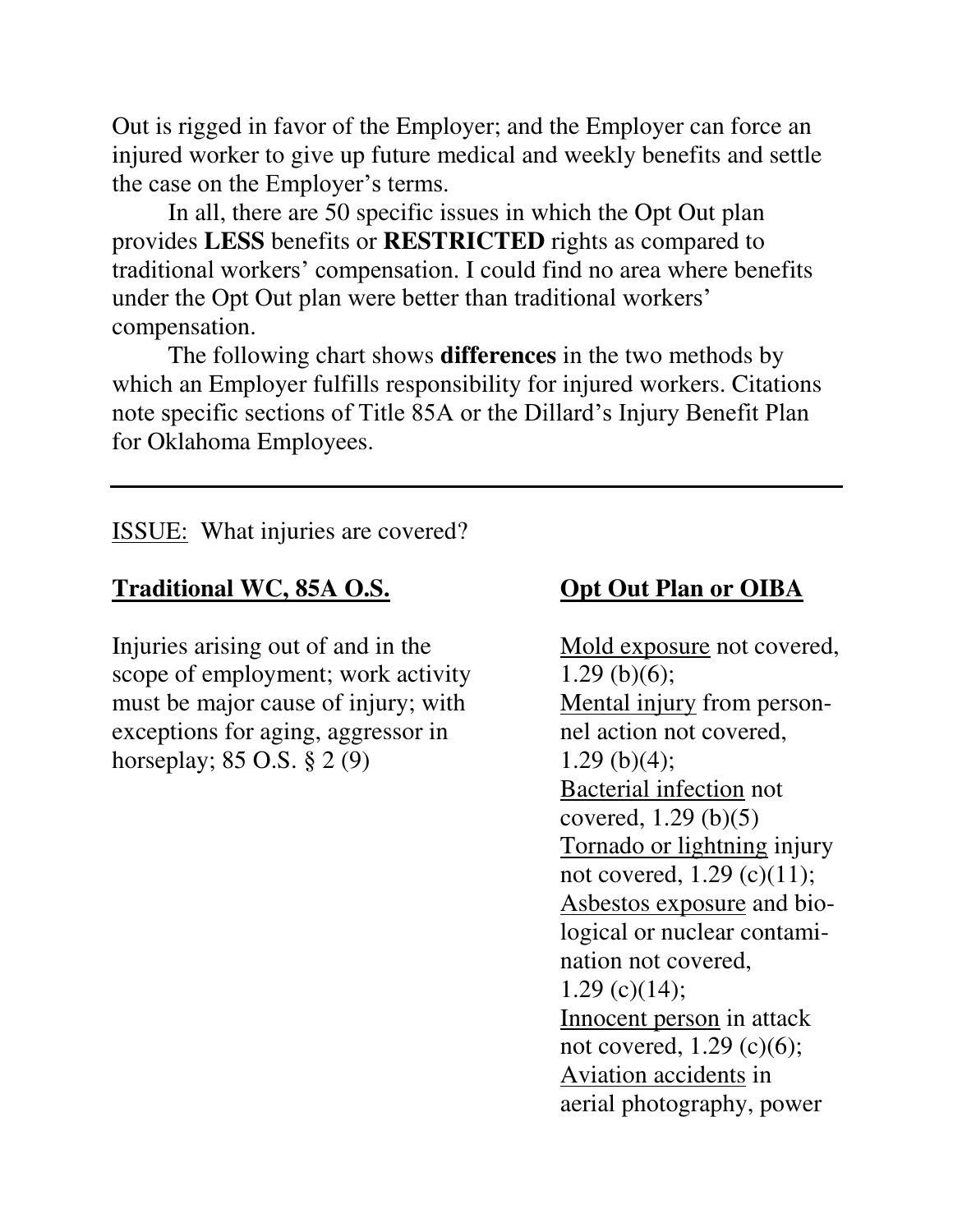Out is rigged in favor of the Employer; and the Employer can force an injured worker to give up future medical and weekly benefits and settle the case on the Employer's terms.

In all, there are 50 specific issues in which the Opt Out plan provides **LESS** benefits or **RESTRICTED** rights as compared to traditional workers' compensation. I could find no area where benefits under the Opt Out plan were better than traditional workers' compensation.

The following chart shows **differences** in the two methods by which an Employer fulfills responsibility for injured workers. Citations note specific sections of Title 85A or the Dillard's Injury Benefit Plan for Oklahoma Employees.

---

ISSUE: What injuries are covered?

| **Traditional WC, 85A O.S.** | **Opt Out Plan or OIBA** |
|---|---|
| Injuries arising out of and in the scope of employment; work activity must be major cause of injury; with exceptions for aging, aggressor in horseplay; 85 O.S. § 2 (9) | Mold exposure not covered, 1.29 (b)(6); Mental injury from personnel action not covered, 1.29 (b)(4); Bacterial infection not covered, 1.29 (b)(5) Tornado or lightning injury not covered, 1.29 (c)(11); Asbestos exposure and biological or nuclear contamination not covered, 1.29 (c)(14); Innocent person in attack not covered, 1.29 (c)(6); Aviation accidents in aerial photography, power |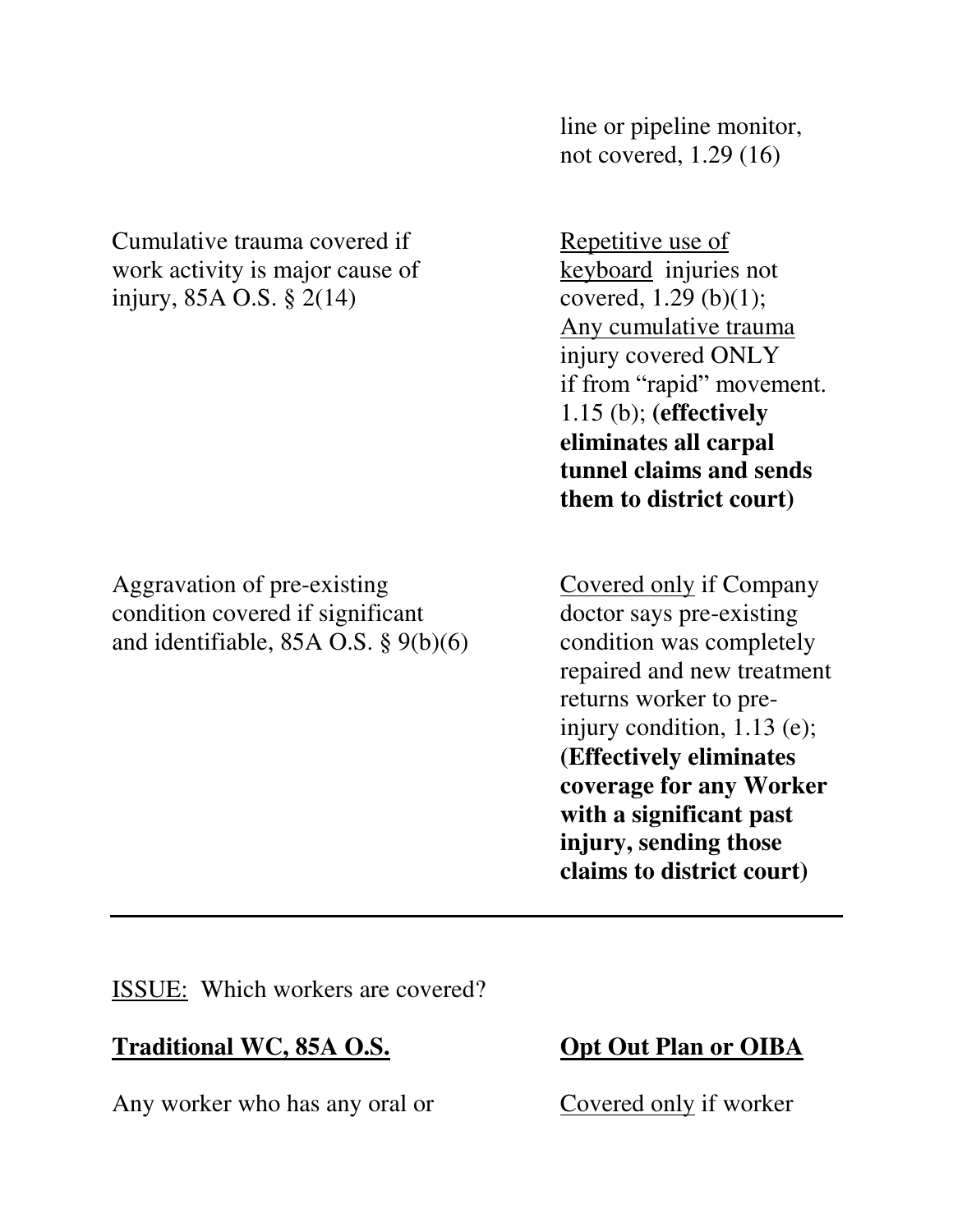| | |
|---|---|
| | line or pipeline monitor, not covered, 1.29 (16) |
| Cumulative trauma covered if work activity is major cause of injury, 85A O.S. § 2(14) | <u>Repetitive use of keyboard</u> injuries not covered, 1.29 (b)(1); <u>Any cumulative trauma</u> injury covered ONLY if from "rapid" movement. 1.15 (b); **(effectively eliminates all carpal tunnel claims and sends them to district court)** |
| Aggravation of pre-existing condition covered if significant and identifiable, 85A O.S. § 9(b)(6) | <u>Covered only</u> if Company doctor says pre-existing condition was completely repaired and new treatment returns worker to pre-injury condition, 1.13 (e); **(Effectively eliminates coverage for any Worker with a significant past injury, sending those claims to district court)** |

---

<u>ISSUE:</u> Which workers are covered?

| **<u>Traditional WC, 85A O.S.</u>** | **<u>Opt Out Plan or OIBA</u>** |
|---|---|
| Any worker who has any oral or | <u>Covered only</u> if worker |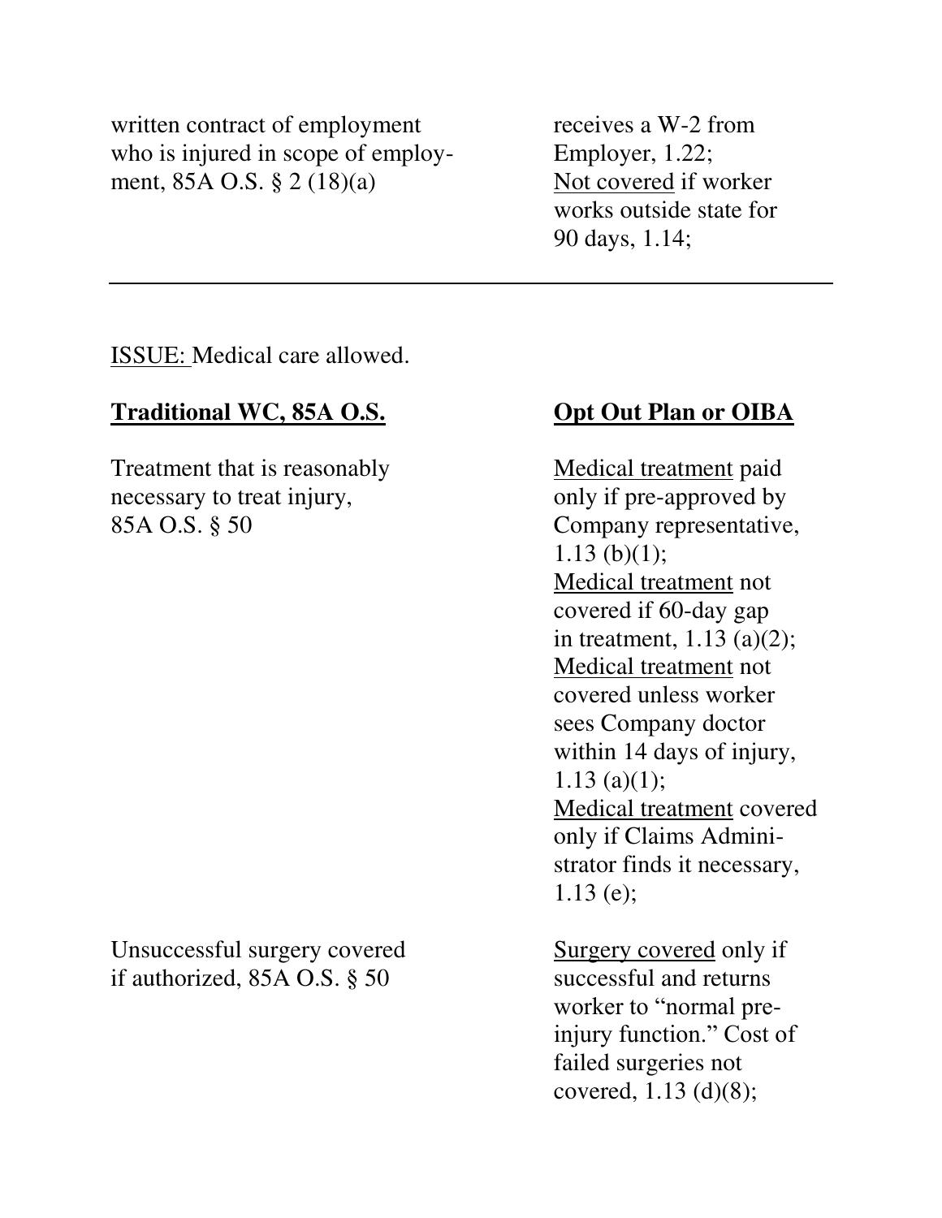| | |
|---|---|
| written contract of employment who is injured in scope of employment, 85A O.S. § 2 (18)(a) | receives a W-2 from Employer, 1.22; Not covered if worker works outside state for 90 days, 1.14; |

---

ISSUE: Medical care allowed.

| **Traditional WC, 85A O.S.** | **Opt Out Plan or OIBA** |
|---|---|
| Treatment that is reasonably necessary to treat injury, 85A O.S. § 50 | Medical treatment paid only if pre-approved by Company representative, 1.13 (b)(1); Medical treatment not covered if 60-day gap in treatment, 1.13 (a)(2); Medical treatment not covered unless worker sees Company doctor within 14 days of injury, 1.13 (a)(1); Medical treatment covered only if Claims Administrator finds it necessary, 1.13 (e); |
| Unsuccessful surgery covered if authorized, 85A O.S. § 50 | Surgery covered only if successful and returns worker to "normal pre-injury function." Cost of failed surgeries not covered, 1.13 (d)(8); |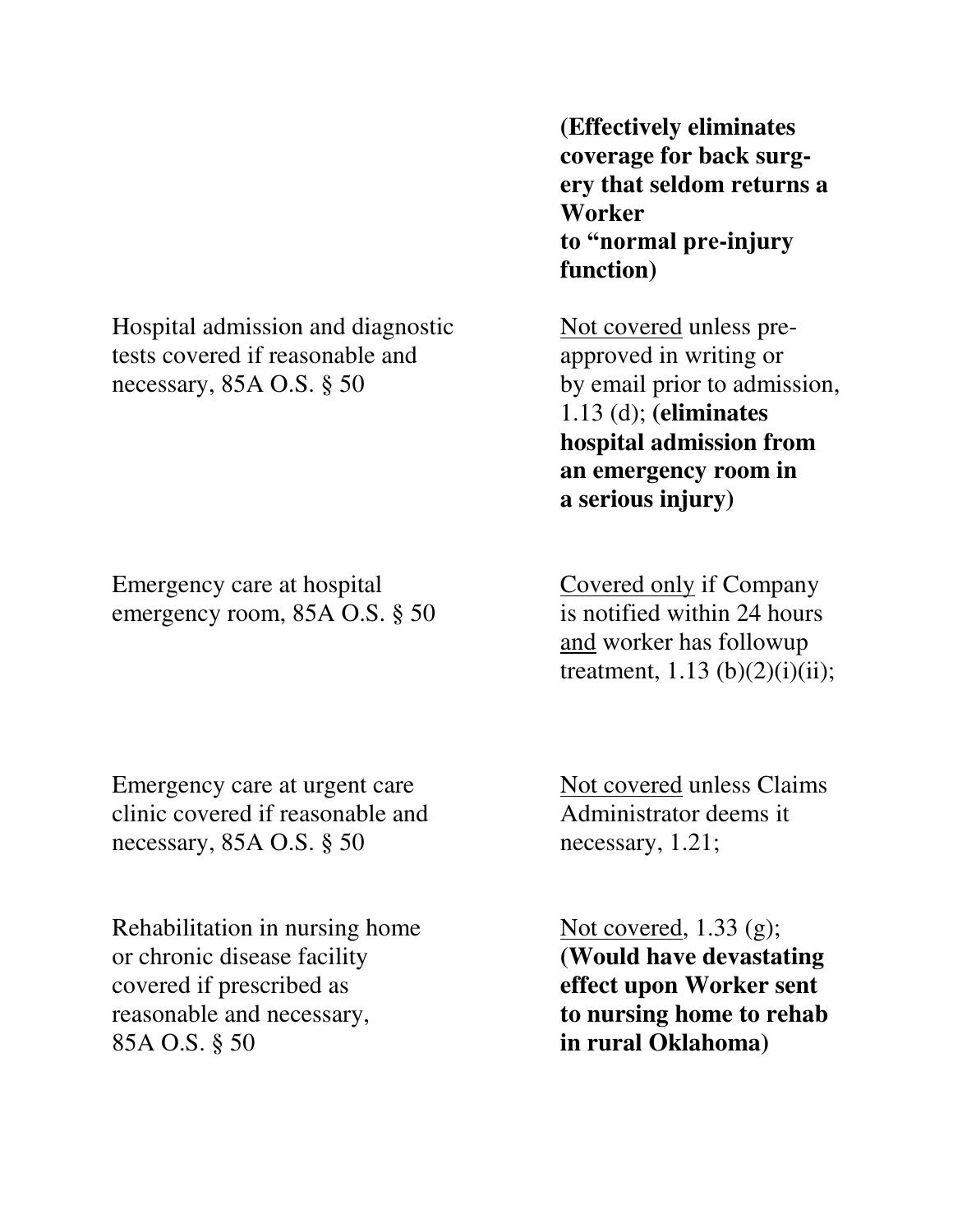| | |
|---|---|
| | **(Effectively eliminates coverage for back surgery that seldom returns a Worker to "normal pre-injury function)** |
| Hospital admission and diagnostic tests covered if reasonable and necessary, 85A O.S. § 50 | <u>Not covered</u> unless pre-approved in writing or by email prior to admission, 1.13 (d); **(eliminates hospital admission from an emergency room in a serious injury)** |
| Emergency care at hospital emergency room, 85A O.S. § 50 | <u>Covered only</u> if Company is notified within 24 hours <u>and</u> worker has followup treatment, 1.13 (b)(2)(i)(ii); |
| Emergency care at urgent care clinic covered if reasonable and necessary, 85A O.S. § 50 | <u>Not covered</u> unless Claims Administrator deems it necessary, 1.21; |
| Rehabilitation in nursing home or chronic disease facility covered if prescribed as reasonable and necessary, 85A O.S. § 50 | <u>Not covered</u>, 1.33 (g); **(Would have devastating effect upon Worker sent to nursing home to rehab in rural Oklahoma)** |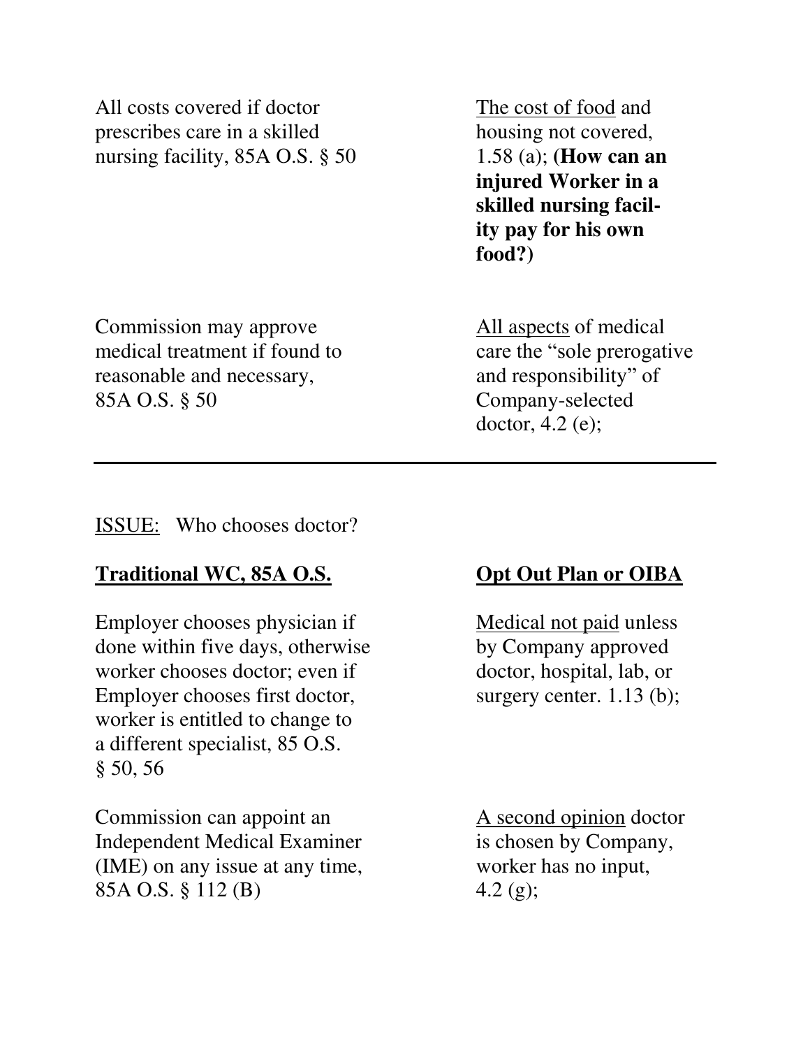| | |
|---|---|
| All costs covered if doctor prescribes care in a skilled nursing facility, 85A O.S. § 50 | The cost of food and housing not covered, 1.58 (a); **(How can an injured Worker in a skilled nursing facility pay for his own food?)** |
| Commission may approve medical treatment if found to reasonable and necessary, 85A O.S. § 50 | All aspects of medical care the "sole prerogative and responsibility" of Company-selected doctor, 4.2 (e); |

---

ISSUE: Who chooses doctor?

| **Traditional WC, 85A O.S.** | **Opt Out Plan or OIBA** |
|---|---|
| Employer chooses physician if done within five days, otherwise worker chooses doctor; even if Employer chooses first doctor, worker is entitled to change to a different specialist, 85 O.S. § 50, 56 | Medical not paid unless by Company approved doctor, hospital, lab, or surgery center. 1.13 (b); |
| Commission can appoint an Independent Medical Examiner (IME) on any issue at any time, 85A O.S. § 112 (B) | A second opinion doctor is chosen by Company, worker has no input, 4.2 (g); |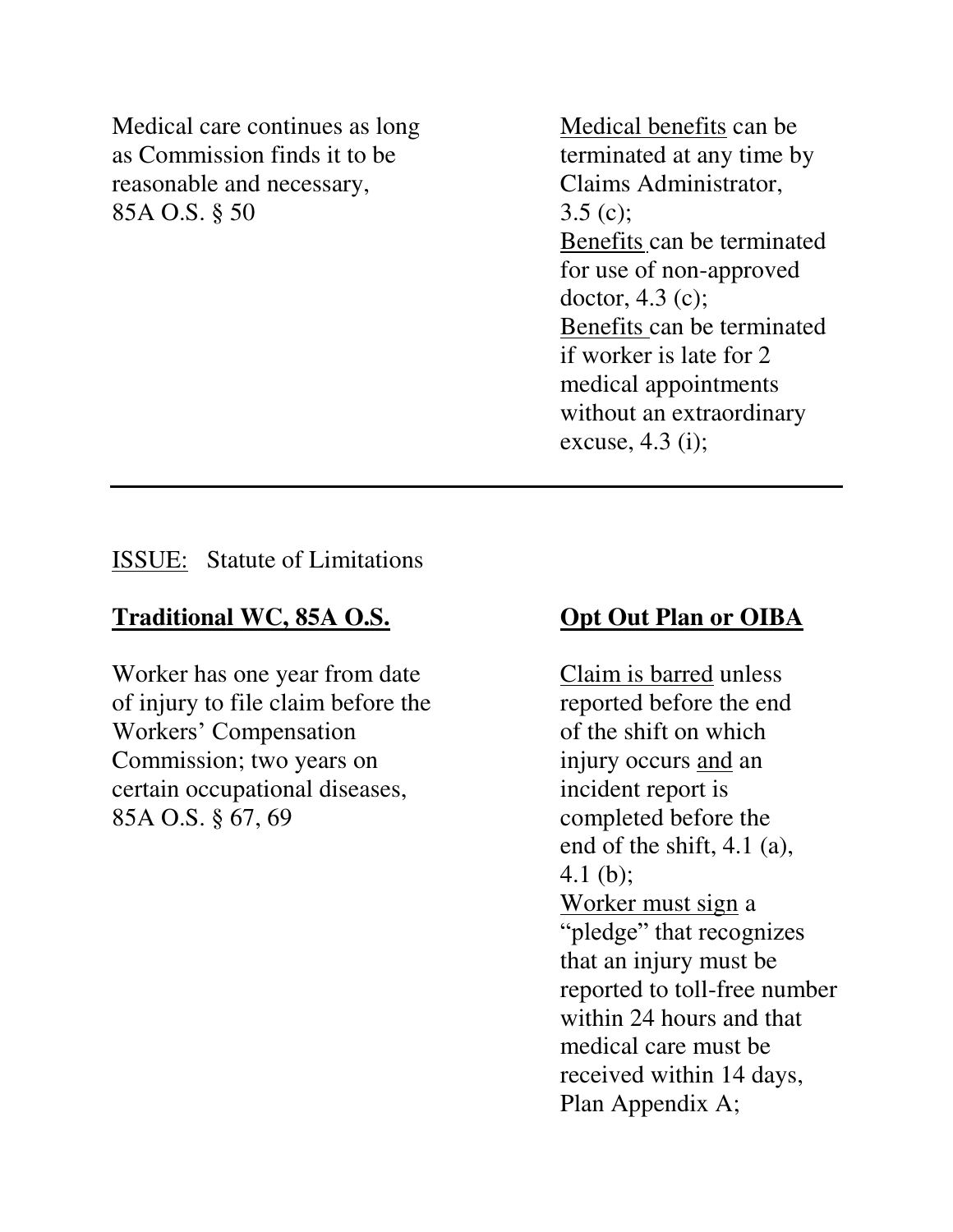| | |
|---|---|
| Medical care continues as long as Commission finds it to be reasonable and necessary, 85A O.S. § 50 | Medical benefits can be terminated at any time by Claims Administrator, 3.5 (c); Benefits can be terminated for use of non-approved doctor, 4.3 (c); Benefits can be terminated if worker is late for 2 medical appointments without an extraordinary excuse, 4.3 (i); |

---

ISSUE: Statute of Limitations

| **Traditional WC, 85A O.S.** | **Opt Out Plan or OIBA** |
|---|---|
| Worker has one year from date of injury to file claim before the Workers' Compensation Commission; two years on certain occupational diseases, 85A O.S. § 67, 69 | Claim is barred unless reported before the end of the shift on which injury occurs and an incident report is completed before the end of the shift, 4.1 (a), 4.1 (b); Worker must sign a "pledge" that recognizes that an injury must be reported to toll-free number within 24 hours and that medical care must be received within 14 days, Plan Appendix A; |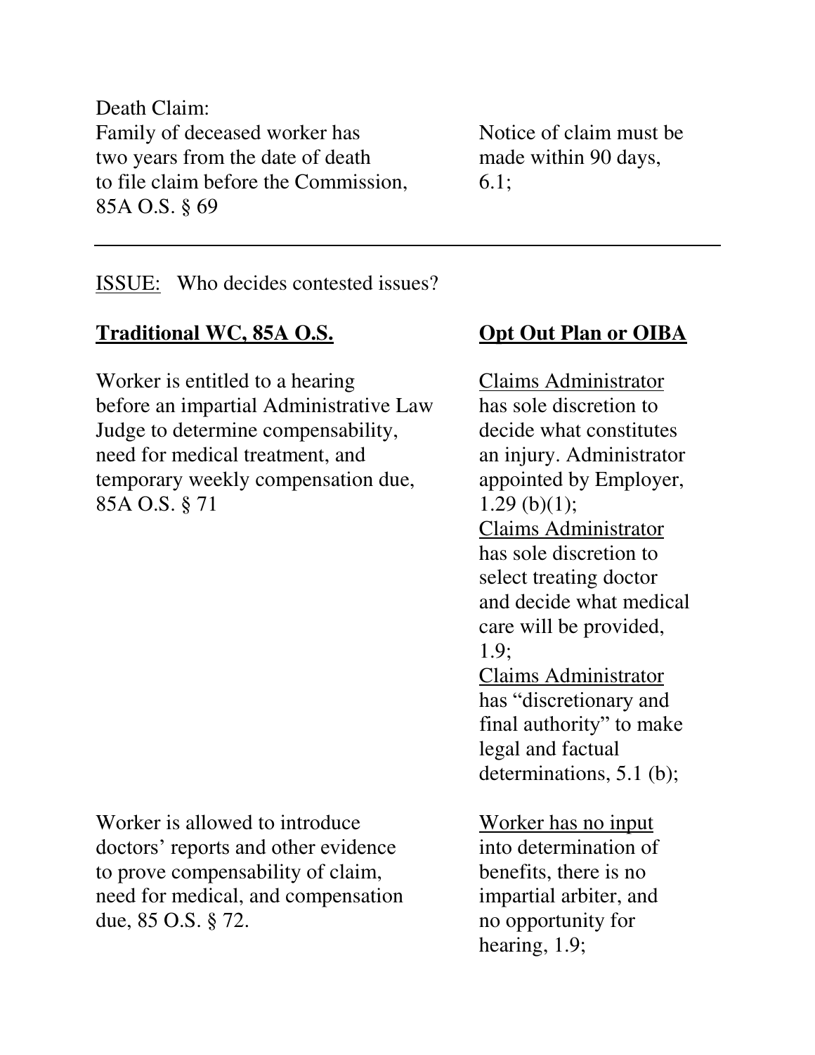| | |
|---|---|
| Death Claim: Family of deceased worker has two years from the date of death to file claim before the Commission, 85A O.S. § 69 | Notice of claim must be made within 90 days, 6.1; |

---

ISSUE: Who decides contested issues?

| **Traditional WC, 85A O.S.** | **Opt Out Plan or OIBA** |
|---|---|
| Worker is entitled to a hearing before an impartial Administrative Law Judge to determine compensability, need for medical treatment, and temporary weekly compensation due, 85A O.S. § 71 | Claims Administrator has sole discretion to decide what constitutes an injury. Administrator appointed by Employer, 1.29 (b)(1); Claims Administrator has sole discretion to select treating doctor and decide what medical care will be provided, 1.9; Claims Administrator has "discretionary and final authority" to make legal and factual determinations, 5.1 (b); |
| Worker is allowed to introduce doctors' reports and other evidence to prove compensability of claim, need for medical, and compensation due, 85 O.S. § 72. | Worker has no input into determination of benefits, there is no impartial arbiter, and no opportunity for hearing, 1.9; |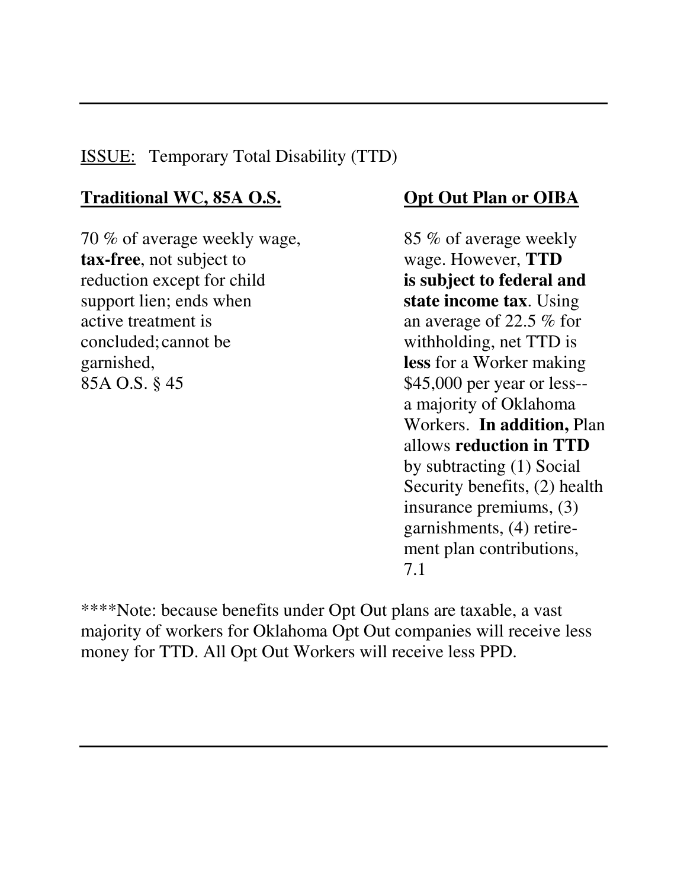<u>ISSUE:</u> Temporary Total Disability (TTD)

| **Traditional WC, 85A O.S.** | **Opt Out Plan or OIBA** |
| --- | --- |
| 70 % of average weekly wage, **tax-free**, not subject to reduction except for child support lien; ends when active treatment is concluded; cannot be garnished, 85A O.S. § 45 | 85 % of average weekly wage. However, **TTD is subject to federal and state income tax**. Using an average of 22.5 % for withholding, net TTD is **less** for a Worker making $45,000 per year or less-- a majority of Oklahoma Workers. **In addition,** Plan allows **reduction in TTD** by subtracting (1) Social Security benefits, (2) health insurance premiums, (3) garnishments, (4) retirement plan contributions, 7.1 |

****Note: because benefits under Opt Out plans are taxable, a vast majority of workers for Oklahoma Opt Out companies will receive less money for TTD. All Opt Out Workers will receive less PPD.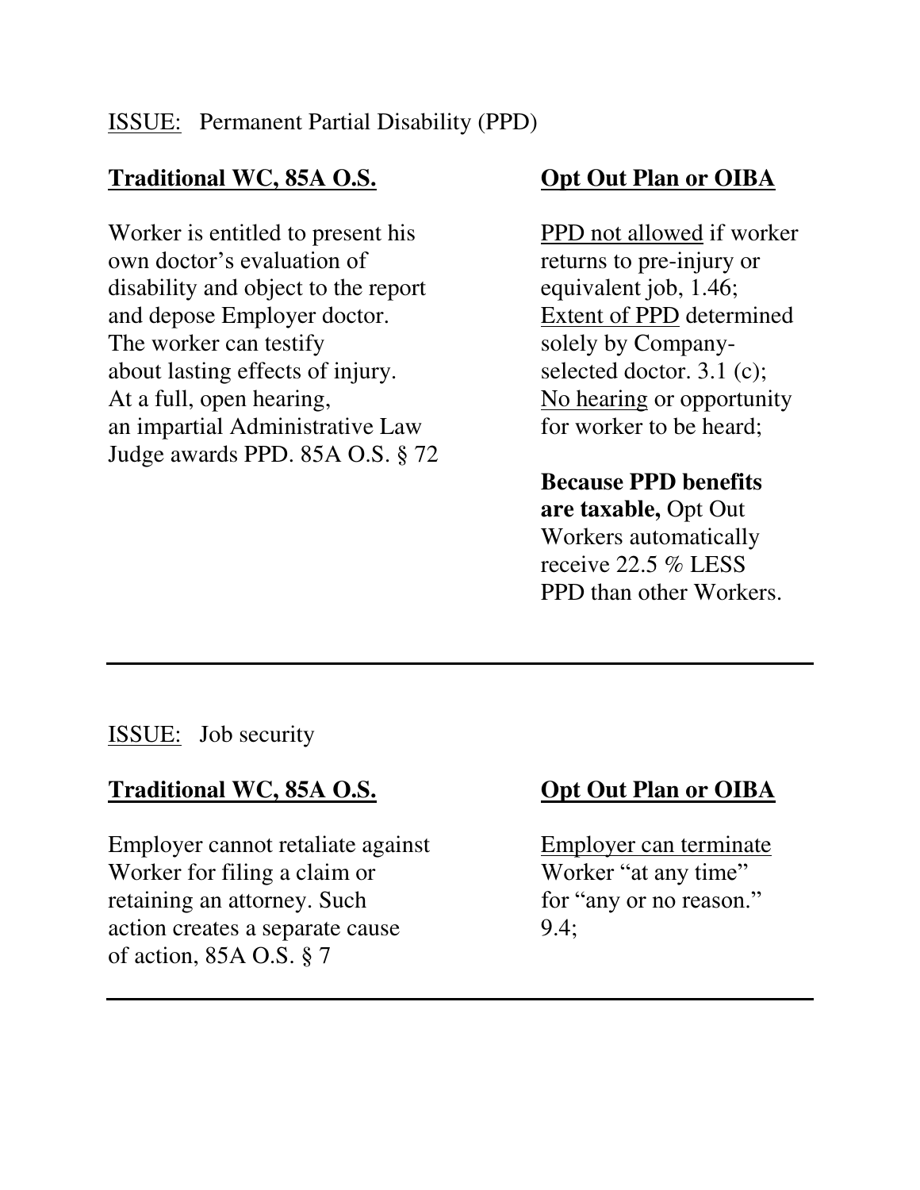ISSUE: Permanent Partial Disability (PPD)

**Traditional WC, 85A O.S.**

Worker is entitled to present his own doctor's evaluation of disability and object to the report and depose Employer doctor. The worker can testify about lasting effects of injury. At a full, open hearing, an impartial Administrative Law Judge awards PPD. 85A O.S. § 72

**Opt Out Plan or OIBA**

PPD not allowed if worker returns to pre-injury or equivalent job, 1.46; Extent of PPD determined solely by Company-selected doctor. 3.1 (c); No hearing or opportunity for worker to be heard;

**Because PPD benefits are taxable,** Opt Out Workers automatically receive 22.5 % LESS PPD than other Workers.

---

ISSUE: Job security

**Traditional WC, 85A O.S.**

Employer cannot retaliate against Worker for filing a claim or retaining an attorney. Such action creates a separate cause of action, 85A O.S. § 7

**Opt Out Plan or OIBA**

Employer can terminate Worker "at any time" for "any or no reason." 9.4;

---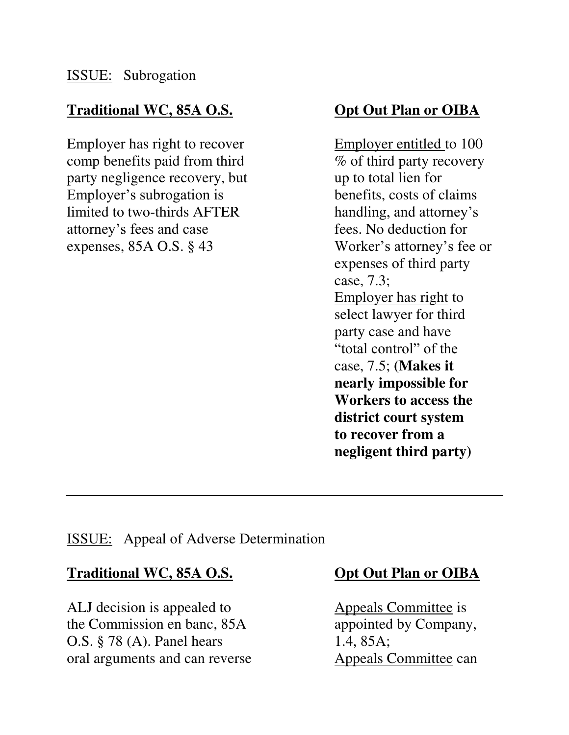<u>ISSUE:</u> Subrogation

| **Traditional WC, 85A O.S.** | **Opt Out Plan or OIBA** |
|---|---|
| Employer has right to recover comp benefits paid from third party negligence recovery, but Employer's subrogation is limited to two-thirds AFTER attorney's fees and case expenses, 85A O.S. § 43 | <u>Employer entitled</u> to 100 % of third party recovery up to total lien for benefits, costs of claims handling, and attorney's fees. No deduction for Worker's attorney's fee or expenses of third party case, 7.3; <u>Employer has right</u> to select lawyer for third party case and have "total control" of the case, 7.5; **(Makes it nearly impossible for Workers to access the district court system to recover from a negligent third party)** |

---

<u>ISSUE:</u> Appeal of Adverse Determination

| **Traditional WC, 85A O.S.** | **Opt Out Plan or OIBA** |
|---|---|
| ALJ decision is appealed to the Commission en banc, 85A O.S. § 78 (A). Panel hears oral arguments and can reverse | <u>Appeals Committee</u> is appointed by Company, 1.4, 85A; <u>Appeals Committee</u> can |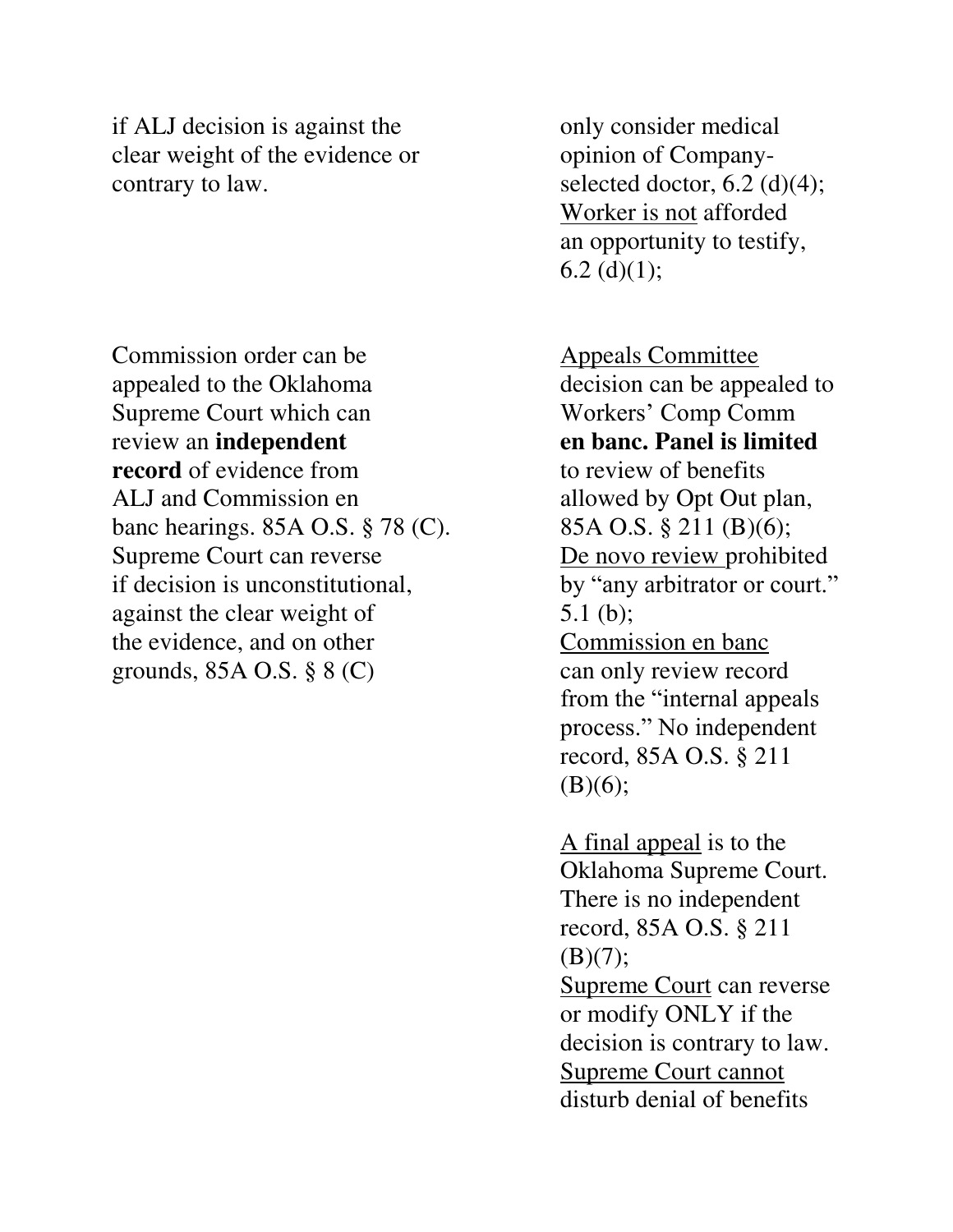| | |
|---|---|
| if ALJ decision is against the clear weight of the evidence or contrary to law. | only consider medical opinion of Company-selected doctor, 6.2 (d)(4); Worker is not afforded an opportunity to testify, 6.2 (d)(1); |
| Commission order can be appealed to the Oklahoma Supreme Court which can review an **independent record** of evidence from ALJ and Commission en banc hearings. 85A O.S. § 78 (C). Supreme Court can reverse if decision is unconstitutional, against the clear weight of the evidence, and on other grounds, 85A O.S. § 8 (C) | Appeals Committee decision can be appealed to Workers' Comp Comm **en banc. Panel is limited** to review of benefits allowed by Opt Out plan, 85A O.S. § 211 (B)(6); De novo review prohibited by "any arbitrator or court." 5.1 (b); Commission en banc can only review record from the "internal appeals process." No independent record, 85A O.S. § 211 (B)(6); |
| | A final appeal is to the Oklahoma Supreme Court. There is no independent record, 85A O.S. § 211 (B)(7); Supreme Court can reverse or modify ONLY if the decision is contrary to law. Supreme Court cannot disturb denial of benefits |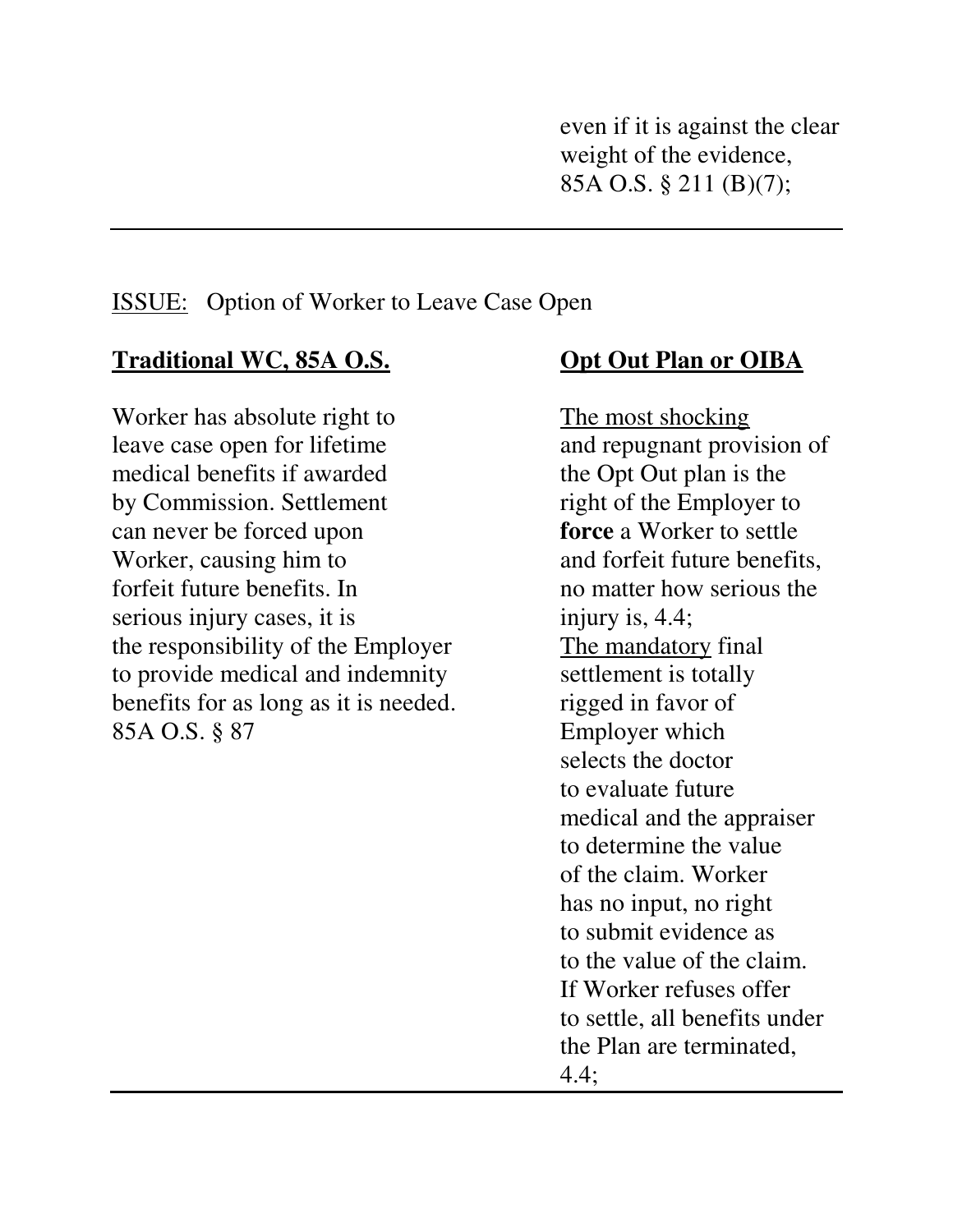| | |
|---|---|
| | even if it is against the clear weight of the evidence, 85A O.S. § 211 (B)(7); |

ISSUE: Option of Worker to Leave Case Open

| **Traditional WC, 85A O.S.** | **Opt Out Plan or OIBA** |
|---|---|
| Worker has absolute right to leave case open for lifetime medical benefits if awarded by Commission. Settlement can never be forced upon Worker, causing him to forfeit future benefits. In serious injury cases, it is the responsibility of the Employer to provide medical and indemnity benefits for as long as it is needed. 85A O.S. § 87 | The most shocking and repugnant provision of the Opt Out plan is the right of the Employer to **force** a Worker to settle and forfeit future benefits, no matter how serious the injury is, 4.4; The mandatory final settlement is totally rigged in favor of Employer which selects the doctor to evaluate future medical and the appraiser to determine the value of the claim. Worker has no input, no right to submit evidence as to the value of the claim. If Worker refuses offer to settle, all benefits under the Plan are terminated, 4.4; |